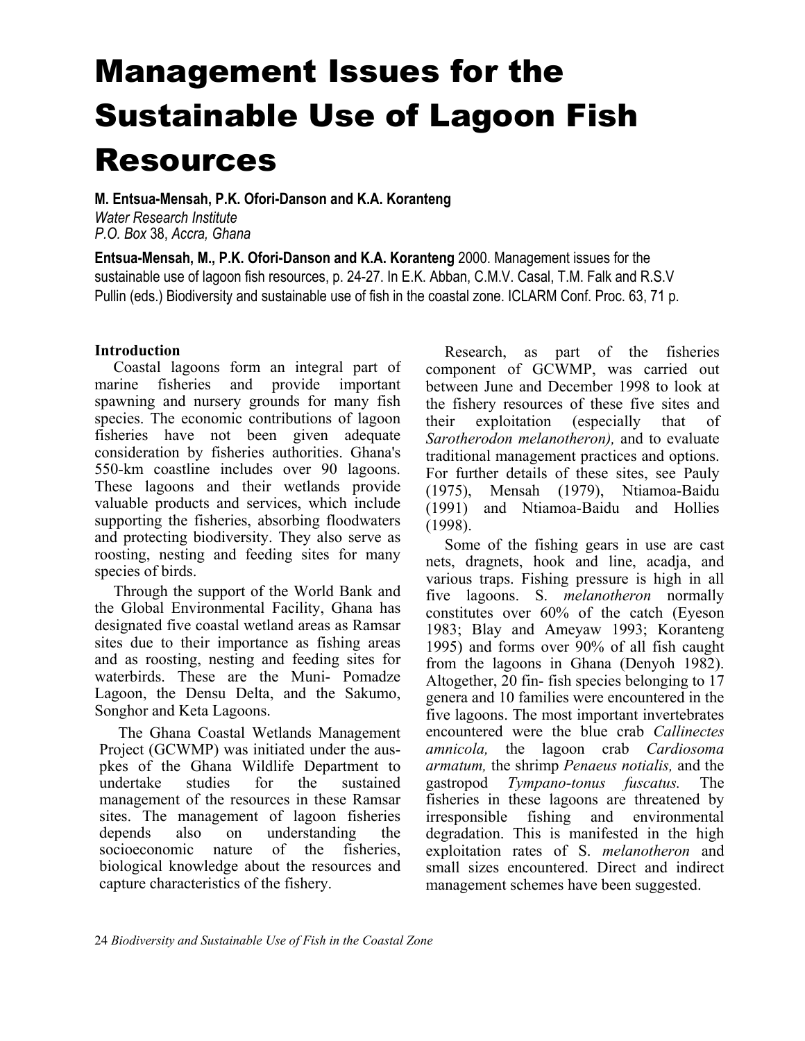# Management Issues for the Sustainable Use of Lagoon Fish Resources

**M. Entsua-Mensah, P.K. Ofori-Danson and K.A. Koranteng**
*Water Research Institute*
*P.O. Box* 38, *Accra, Ghana*

**Entsua-Mensah, M., P.K. Ofori-Danson and K.A. Koranteng** 2000. Management issues for the sustainable use of lagoon fish resources, p. 24-27. In E.K. Abban, C.M.V. Casal, T.M. Falk and R.S.V Pullin (eds.) Biodiversity and sustainable use of fish in the coastal zone. ICLARM Conf. Proc. 63, 71 p.

## Introduction

Coastal lagoons form an integral part of marine fisheries and provide important spawning and nursery grounds for many fish species. The economic contributions of lagoon fisheries have not been given adequate consideration by fisheries authorities. Ghana's 550-km coastline includes over 90 lagoons. These lagoons and their wetlands provide valuable products and services, which include supporting the fisheries, absorbing floodwaters and protecting biodiversity. They also serve as roosting, nesting and feeding sites for many species of birds.

Through the support of the World Bank and the Global Environmental Facility, Ghana has designated five coastal wetland areas as Ramsar sites due to their importance as fishing areas and as roosting, nesting and feeding sites for waterbirds. These are the Muni- Pomadze Lagoon, the Densu Delta, and the Sakumo, Songhor and Keta Lagoons.

The Ghana Coastal Wetlands Management Project (GCWMP) was initiated under the auspkes of the Ghana Wildlife Department to undertake studies for the sustained management of the resources in these Ramsar sites. The management of lagoon fisheries depends also on understanding the socioeconomic nature of the fisheries, biological knowledge about the resources and capture characteristics of the fishery.

Research, as part of the fisheries component of GCWMP, was carried out between June and December 1998 to look at the fishery resources of these five sites and their exploitation (especially that of *Sarotherodon melanotheron),* and to evaluate traditional management practices and options. For further details of these sites, see Pauly (1975), Mensah (1979), Ntiamoa-Baidu (1991) and Ntiamoa-Baidu and Hollies (1998).

Some of the fishing gears in use are cast nets, dragnets, hook and line, acadja, and various traps. Fishing pressure is high in all five lagoons. S. *melanotheron* normally constitutes over 60% of the catch (Eyeson 1983; Blay and Ameyaw 1993; Koranteng 1995) and forms over 90% of all fish caught from the lagoons in Ghana (Denyoh 1982). Altogether, 20 fin- fish species belonging to 17 genera and 10 families were encountered in the five lagoons. The most important invertebrates encountered were the blue crab *Callinectes amnicola,* the lagoon crab *Cardiosoma armatum,* the shrimp *Penaeus notialis,* and the gastropod *Tympano-tonus fuscatus.* The fisheries in these lagoons are threatened by irresponsible fishing and environmental degradation. This is manifested in the high exploitation rates of S. *melanotheron* and small sizes encountered. Direct and indirect management schemes have been suggested.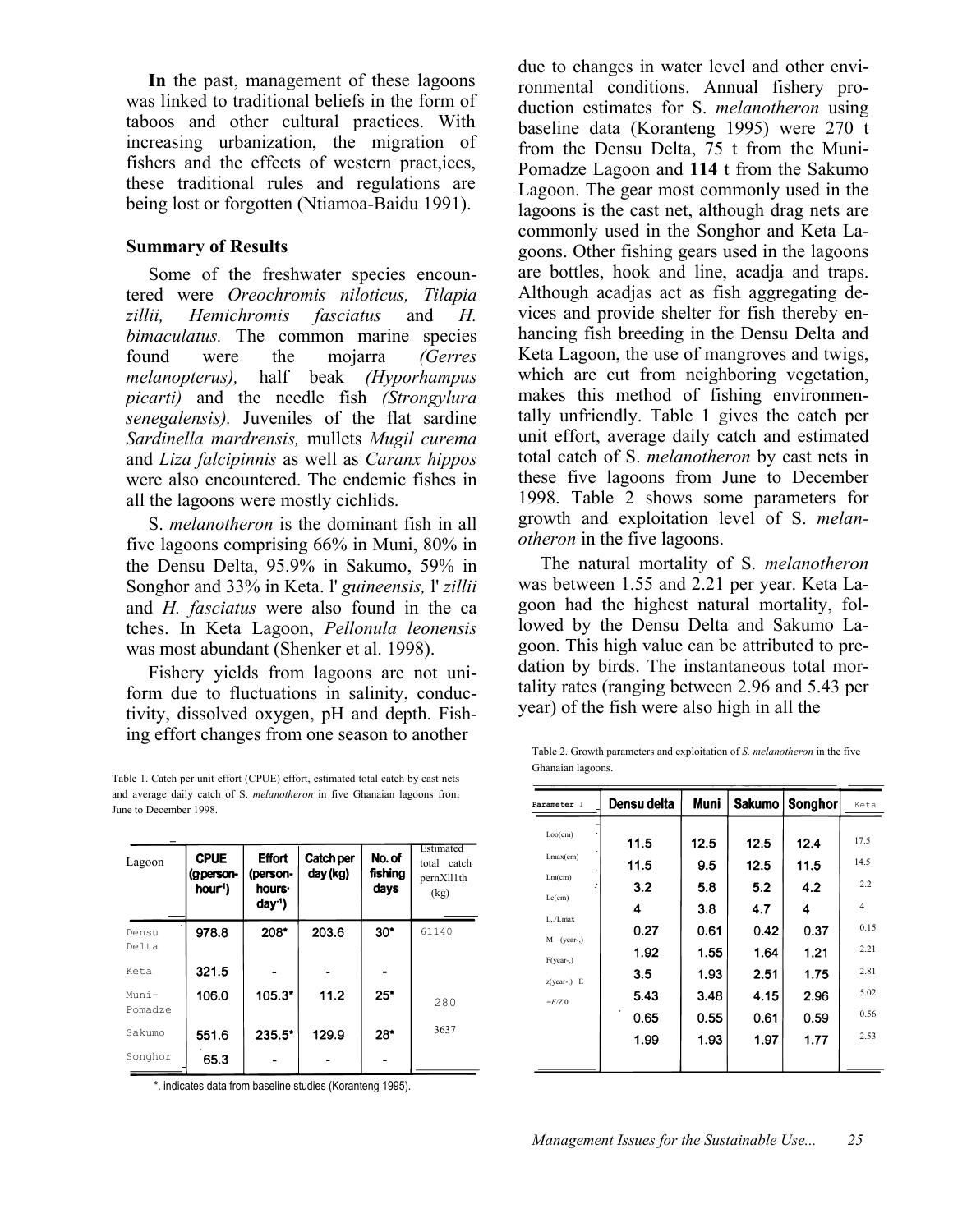**In** the past, management of these lagoons was linked to traditional beliefs in the form of taboos and other cultural practices. With increasing urbanization, the migration of fishers and the effects of western pract,ices, these traditional rules and regulations are being lost or forgotten (Ntiamoa-Baidu 1991).

## Summary of Results

Some of the freshwater species encountered were *Oreochromis niloticus, Tilapia zillii, Hemichromis fasciatus* and *H. bimaculatus.* The common marine species found were the mojarra *(Gerres melanopterus),* half beak *(Hyporhampus picarti)* and the needle fish *(Strongylura senegalensis).* Juveniles of the flat sardine *Sardinella mardrensis,* mullets *Mugil curema* and *Liza falcipinnis* as well as *Caranx hippos* were also encountered. The endemic fishes in all the lagoons were mostly cichlids.

S. *melanotheron* is the dominant fish in all five lagoons comprising 66% in Muni, 80% in the Densu Delta, 95.9% in Sakumo, 59% in Songhor and 33% in Keta. l' *guineensis,* l' *zillii* and *H. fasciatus* were also found in the ca tches. In Keta Lagoon, *Pellonula leonensis* was most abundant (Shenker et al. 1998).

Fishery yields from lagoons are not uniform due to fluctuations in salinity, conductivity, dissolved oxygen, pH and depth. Fishing effort changes from one season to another due to changes in water level and other environmental conditions. Annual fishery production estimates for S. *melanotheron* using baseline data (Koranteng 1995) were 270 t from the Densu Delta, 75 t from the Muni-Pomadze Lagoon and **114** t from the Sakumo Lagoon. The gear most commonly used in the lagoons is the cast net, although drag nets are commonly used in the Songhor and Keta Lagoons. Other fishing gears used in the lagoons are bottles, hook and line, acadja and traps. Although acadjas act as fish aggregating devices and provide shelter for fish thereby enhancing fish breeding in the Densu Delta and Keta Lagoon, the use of mangroves and twigs, which are cut from neighboring vegetation, makes this method of fishing environmentally unfriendly. Table 1 gives the catch per unit effort, average daily catch and estimated total catch of S. *melanotheron* by cast nets in these five lagoons from June to December 1998. Table 2 shows some parameters for growth and exploitation level of S. *melanotheron* in the five lagoons.

The natural mortality of S. *melanotheron* was between 1.55 and 2.21 per year. Keta Lagoon had the highest natural mortality, followed by the Densu Delta and Sakumo Lagoon. This high value can be attributed to predation by birds. The instantaneous total mortality rates (ranging between 2.96 and 5.43 per year) of the fish were also high in all the

Table 1. Catch per unit effort (CPUE) effort, estimated total catch by cast nets and average daily catch of S. *melanotheron* in five Ghanaian lagoons from June to December 1998.

| Lagoon | CPUE (g·person-hour$^{-1}$) | Effort (person-hours·day$^{-1}$) | Catch per day (kg) | No. of fishing days | Estimated total catch pernXll1th (kg) |
|---|---|---|---|---|---|
| Densu Delta | 978.8 | 208* | 203.6 | 30* | 61140 |
| Keta | 321.5 | - | - | - | |
| Muni-Pomadze | 106.0 | 105.3* | 11.2 | 25* | 280 |
| Sakumo | 551.6 | 235.5* | 129.9 | 28* | 3637 |
| Songhor | 65.3 | - | - | - | |

*. indicates data from baseline studies (Koranteng 1995).

Table 2. Growth parameters and exploitation of *S. melanotheron* in the five Ghanaian lagoons.

| Parameter | Densu delta | Muni | Sakumo | Songhor | Keta |
|---|---|---|---|---|---|
| Loo(cm) | 11.5 | 12.5 | 12.5 | 12.4 | 17.5 |
| Lmax(cm) | 11.5 | 9.5 | 12.5 | 11.5 | 14.5 |
| Lm(cm) | 3.2 | 5.8 | 5.2 | 4.2 | 2.2 |
| Lc(cm) | 4 | 3.8 | 4.7 | 4 | 4 |
| L,,/Lmax | 0.27 | 0.61 | 0.42 | 0.37 | 0.15 |
| M (year-,) | 1.92 | 1.55 | 1.64 | 1.21 | 2.21 |
| F(year-,) | 3.5 | 1.93 | 2.51 | 1.75 | 2.81 |
| z(year-,) | 5.43 | 3.48 | 4.15 | 2.96 | 5.02 |
| E =F/Z | 0.65 | 0.55 | 0.61 | 0.59 | 0.56 |
| 0' | 1.99 | 1.93 | 1.97 | 1.77 | 2.53 |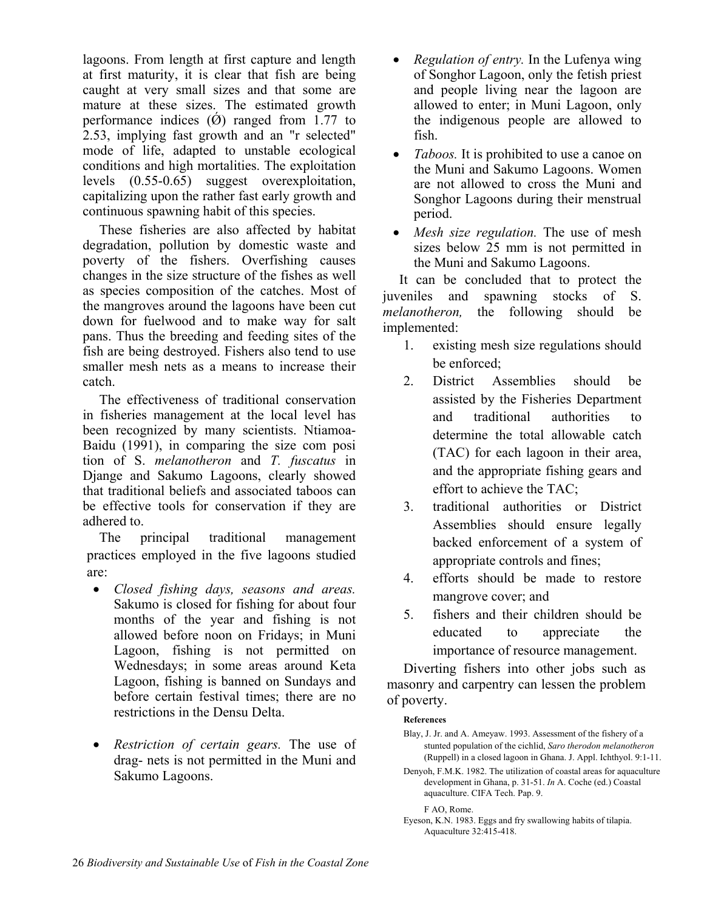lagoons. From length at first capture and length at first maturity, it is clear that fish are being caught at very small sizes and that some are mature at these sizes. The estimated growth performance indices (Ǿ) ranged from 1.77 to 2.53, implying fast growth and an "r selected" mode of life, adapted to unstable ecological conditions and high mortalities. The exploitation levels (0.55-0.65) suggest overexploitation, capitalizing upon the rather fast early growth and continuous spawning habit of this species.

These fisheries are also affected by habitat degradation, pollution by domestic waste and poverty of the fishers. Overfishing causes changes in the size structure of the fishes as well as species composition of the catches. Most of the mangroves around the lagoons have been cut down for fuelwood and to make way for salt pans. Thus the breeding and feeding sites of the fish are being destroyed. Fishers also tend to use smaller mesh nets as a means to increase their catch.

The effectiveness of traditional conservation in fisheries management at the local level has been recognized by many scientists. Ntiamoa-Baidu (1991), in comparing the size com posi tion of S. *melanotheron* and *T. fuscatus* in Djange and Sakumo Lagoons, clearly showed that traditional beliefs and associated taboos can be effective tools for conservation if they are adhered to.

The principal traditional management practices employed in the five lagoons studied are:

- *Closed fishing days, seasons and areas.* Sakumo is closed for fishing for about four months of the year and fishing is not allowed before noon on Fridays; in Muni Lagoon, fishing is not permitted on Wednesdays; in some areas around Keta Lagoon, fishing is banned on Sundays and before certain festival times; there are no restrictions in the Densu Delta.
- *Restriction of certain gears.* The use of drag- nets is not permitted in the Muni and Sakumo Lagoons.
- *Regulation of entry.* In the Lufenya wing of Songhor Lagoon, only the fetish priest and people living near the lagoon are allowed to enter; in Muni Lagoon, only the indigenous people are allowed to fish.
- *Taboos.* It is prohibited to use a canoe on the Muni and Sakumo Lagoons. Women are not allowed to cross the Muni and Songhor Lagoons during their menstrual period.
- *Mesh size regulation.* The use of mesh sizes below 25 mm is not permitted in the Muni and Sakumo Lagoons.

It can be concluded that to protect the juveniles and spawning stocks of S. *melanotheron,* the following should be implemented:

1. existing mesh size regulations should be enforced;
2. District Assemblies should be assisted by the Fisheries Department and traditional authorities to determine the total allowable catch (TAC) for each lagoon in their area, and the appropriate fishing gears and effort to achieve the TAC;
3. traditional authorities or District Assemblies should ensure legally backed enforcement of a system of appropriate controls and fines;
4. efforts should be made to restore mangrove cover; and
5. fishers and their children should be educated to appreciate the importance of resource management.

Diverting fishers into other jobs such as masonry and carpentry can lessen the problem of poverty.

#### References

Blay, J. Jr. and A. Ameyaw. 1993. Assessment of the fishery of a stunted population of the cichlid, *Saro therodon melanotheron* (Ruppell) in a closed lagoon in Ghana. J. Appl. Ichthyol. 9:1-11.

Denyoh, F.M.K. 1982. The utilization of coastal areas for aquaculture development in Ghana, p. 31-51. *In* A. Coche (ed.) Coastal aquaculture. CIFA Tech. Pap. 9.

F AO, Rome.

Eyeson, K.N. 1983. Eggs and fry swallowing habits of tilapia. Aquaculture 32:415-418.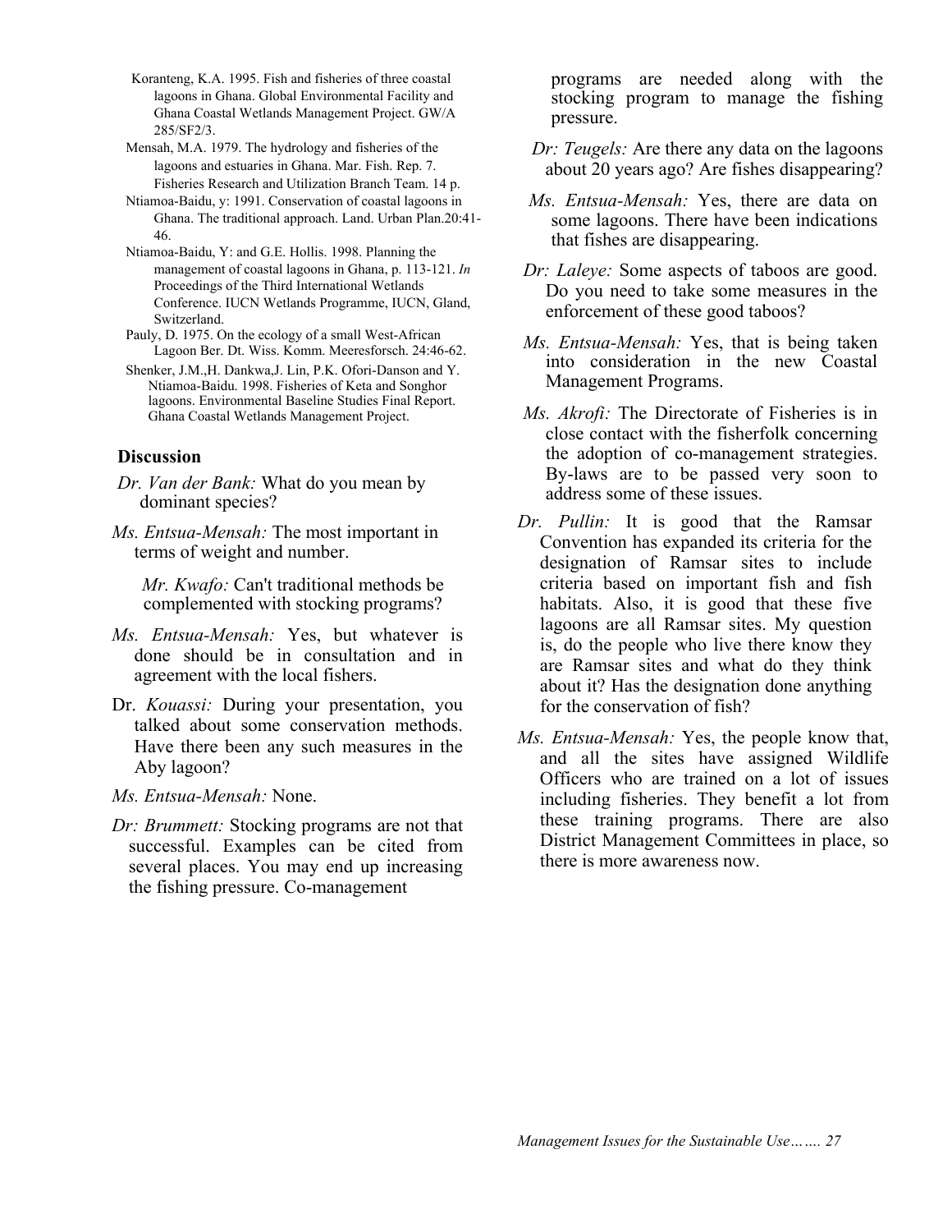Koranteng, K.A. 1995. Fish and fisheries of three coastal lagoons in Ghana. Global Environmental Facility and Ghana Coastal Wetlands Management Project. GW/A 285/SF2/3.

Mensah, M.A. 1979. The hydrology and fisheries of the lagoons and estuaries in Ghana. Mar. Fish. Rep. 7. Fisheries Research and Utilization Branch Team. 14 p.

Ntiamoa-Baidu, y: 1991. Conservation of coastal lagoons in Ghana. The traditional approach. Land. Urban Plan.20:41-46.

Ntiamoa-Baidu, Y: and G.E. Hollis. 1998. Planning the management of coastal lagoons in Ghana, p. 113-121. *In* Proceedings of the Third International Wetlands Conference. IUCN Wetlands Programme, IUCN, Gland, Switzerland.

Pauly, D. 1975. On the ecology of a small West-African Lagoon Ber. Dt. Wiss. Komm. Meeresforsch. 24:46-62.

Shenker, J.M.,H. Dankwa,J. Lin, P.K. Ofori-Danson and Y. Ntiamoa-Baidu. 1998. Fisheries of Keta and Songhor lagoons. Environmental Baseline Studies Final Report. Ghana Coastal Wetlands Management Project.

**Discussion**

*Dr. Van der Bank:* What do you mean by dominant species?

*Ms. Entsua-Mensah:* The most important in terms of weight and number.

*Mr. Kwafo:* Can't traditional methods be complemented with stocking programs?

*Ms. Entsua-Mensah:* Yes, but whatever is done should be in consultation and in agreement with the local fishers.

Dr. *Kouassi:* During your presentation, you talked about some conservation methods. Have there been any such measures in the Aby lagoon?

*Ms. Entsua-Mensah:* None.

*Dr: Brummett:* Stocking programs are not that successful. Examples can be cited from several places. You may end up increasing the fishing pressure. Co-management programs are needed along with the stocking program to manage the fishing pressure.

*Dr: Teugels:* Are there any data on the lagoons about 20 years ago? Are fishes disappearing?

*Ms. Entsua-Mensah:* Yes, there are data on some lagoons. There have been indications that fishes are disappearing.

*Dr: Laleye:* Some aspects of taboos are good. Do you need to take some measures in the enforcement of these good taboos?

*Ms. Entsua-Mensah:* Yes, that is being taken into consideration in the new Coastal Management Programs.

*Ms. Akrofi:* The Directorate of Fisheries is in close contact with the fisherfolk concerning the adoption of co-management strategies. By-laws are to be passed very soon to address some of these issues.

*Dr. Pullin:* It is good that the Ramsar Convention has expanded its criteria for the designation of Ramsar sites to include criteria based on important fish and fish habitats. Also, it is good that these five lagoons are all Ramsar sites. My question is, do the people who live there know they are Ramsar sites and what do they think about it? Has the designation done anything for the conservation of fish?

*Ms. Entsua-Mensah:* Yes, the people know that, and all the sites have assigned Wildlife Officers who are trained on a lot of issues including fisheries. They benefit a lot from these training programs. There are also District Management Committees in place, so there is more awareness now.